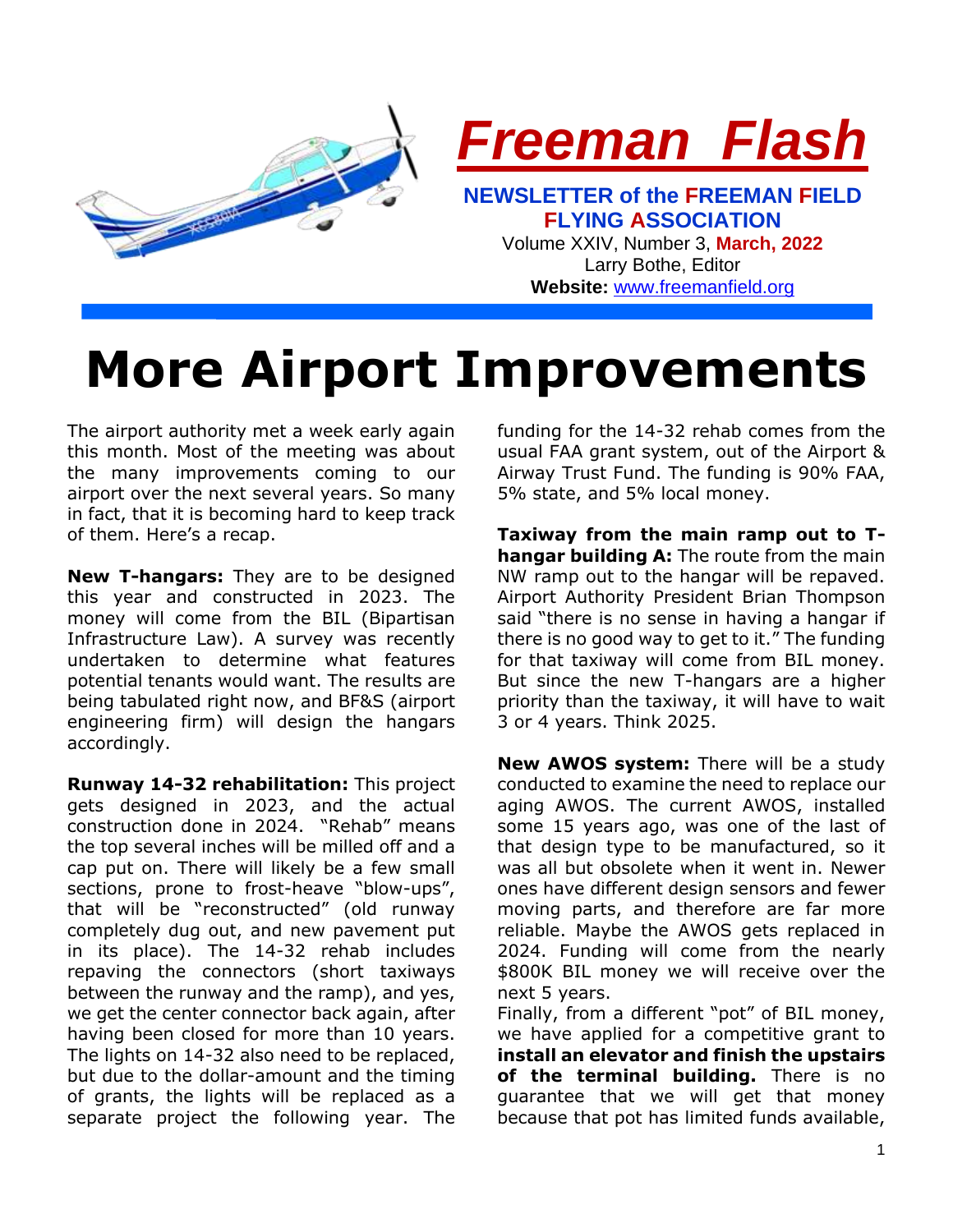# Freeman Flash

**NEWSLETTER of the FREEMAN FIELD FLYING ASSOCIATION**

Volume XXIV, Number 3, **March, 2022**

Larry Bothe, Editor

**Website:** www.freemanfield.org

# More Airport Improvements

The airport authority met a week early again this month. Most of the meeting was about the many improvements coming to our airport over the next several years. So many in fact, that it is becoming hard to keep track of them. Here's a recap.

**New T-hangars:** They are to be designed this year and constructed in 2023. The money will come from the BIL (Bipartisan Infrastructure Law). A survey was recently undertaken to determine what features potential tenants would want. The results are being tabulated right now, and BF&S (airport engineering firm) will design the hangars accordingly.

**Runway 14-32 rehabilitation:** This project gets designed in 2023, and the actual construction done in 2024. "Rehab" means the top several inches will be milled off and a cap put on. There will likely be a few small sections, prone to frost-heave "blow-ups", that will be "reconstructed" (old runway completely dug out, and new pavement put in its place). The 14-32 rehab includes repaving the connectors (short taxiways between the runway and the ramp), and yes, we get the center connector back again, after having been closed for more than 10 years. The lights on 14-32 also need to be replaced, but due to the dollar-amount and the timing of grants, the lights will be replaced as a separate project the following year. The funding for the 14-32 rehab comes from the usual FAA grant system, out of the Airport & Airway Trust Fund. The funding is 90% FAA, 5% state, and 5% local money.

**Taxiway from the main ramp out to T-hangar building A:** The route from the main NW ramp out to the hangar will be repaved. Airport Authority President Brian Thompson said "there is no sense in having a hangar if there is no good way to get to it." The funding for that taxiway will come from BIL money. But since the new T-hangars are a higher priority than the taxiway, it will have to wait 3 or 4 years. Think 2025.

**New AWOS system:** There will be a study conducted to examine the need to replace our aging AWOS. The current AWOS, installed some 15 years ago, was one of the last of that design type to be manufactured, so it was all but obsolete when it went in. Newer ones have different design sensors and fewer moving parts, and therefore are far more reliable. Maybe the AWOS gets replaced in 2024. Funding will come from the nearly $800K BIL money we will receive over the next 5 years.

Finally, from a different "pot" of BIL money, we have applied for a competitive grant to **install an elevator and finish the upstairs of the terminal building.** There is no guarantee that we will get that money because that pot has limited funds available,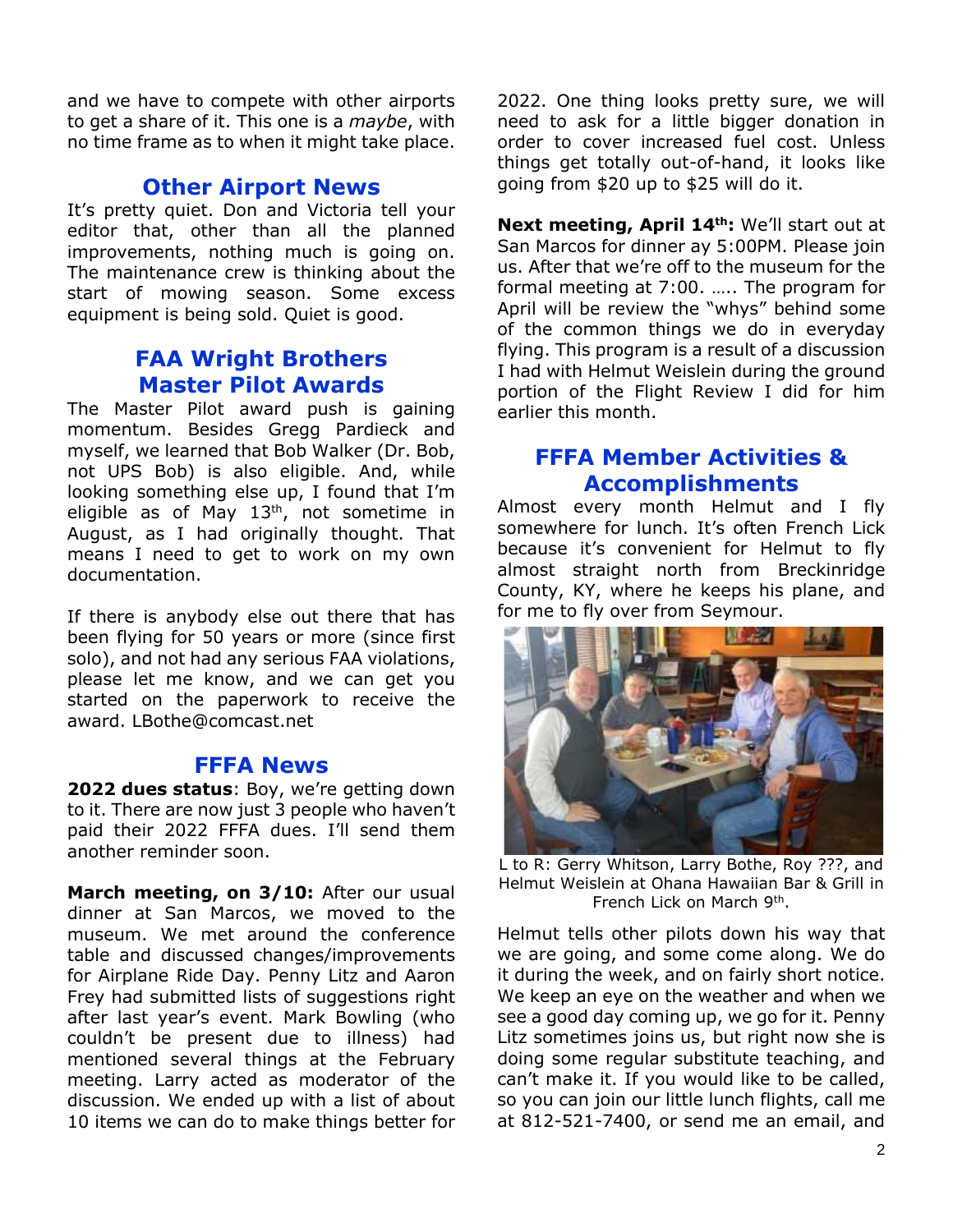and we have to compete with other airports to get a share of it. This one is a *maybe*, with no time frame as to when it might take place.

## Other Airport News

It's pretty quiet. Don and Victoria tell your editor that, other than all the planned improvements, nothing much is going on. The maintenance crew is thinking about the start of mowing season. Some excess equipment is being sold. Quiet is good.

## FAA Wright Brothers Master Pilot Awards

The Master Pilot award push is gaining momentum. Besides Gregg Pardieck and myself, we learned that Bob Walker (Dr. Bob, not UPS Bob) is also eligible. And, while looking something else up, I found that I'm eligible as of May 13th, not sometime in August, as I had originally thought. That means I need to get to work on my own documentation.

If there is anybody else out there that has been flying for 50 years or more (since first solo), and not had any serious FAA violations, please let me know, and we can get you started on the paperwork to receive the award. LBothe@comcast.net

## FFFA News

**2022 dues status**: Boy, we're getting down to it. There are now just 3 people who haven't paid their 2022 FFFA dues. I'll send them another reminder soon.

**March meeting, on 3/10:** After our usual dinner at San Marcos, we moved to the museum. We met around the conference table and discussed changes/improvements for Airplane Ride Day. Penny Litz and Aaron Frey had submitted lists of suggestions right after last year's event. Mark Bowling (who couldn't be present due to illness) had mentioned several things at the February meeting. Larry acted as moderator of the discussion. We ended up with a list of about 10 items we can do to make things better for 2022. One thing looks pretty sure, we will need to ask for a little bigger donation in order to cover increased fuel cost. Unless things get totally out-of-hand, it looks like going from $20 up to $25 will do it.

**Next meeting, April 14th:** We'll start out at San Marcos for dinner ay 5:00PM. Please join us. After that we're off to the museum for the formal meeting at 7:00. ….. The program for April will be review the "whys" behind some of the common things we do in everyday flying. This program is a result of a discussion I had with Helmut Weislein during the ground portion of the Flight Review I did for him earlier this month.

## FFFA Member Activities & Accomplishments

Almost every month Helmut and I fly somewhere for lunch. It's often French Lick because it's convenient for Helmut to fly almost straight north from Breckinridge County, KY, where he keeps his plane, and for me to fly over from Seymour.

L to R: Gerry Whitson, Larry Bothe, Roy ???, and Helmut Weislein at Ohana Hawaiian Bar & Grill in French Lick on March 9th.

Helmut tells other pilots down his way that we are going, and some come along. We do it during the week, and on fairly short notice. We keep an eye on the weather and when we see a good day coming up, we go for it. Penny Litz sometimes joins us, but right now she is doing some regular substitute teaching, and can't make it. If you would like to be called, so you can join our little lunch flights, call me at 812-521-7400, or send me an email, and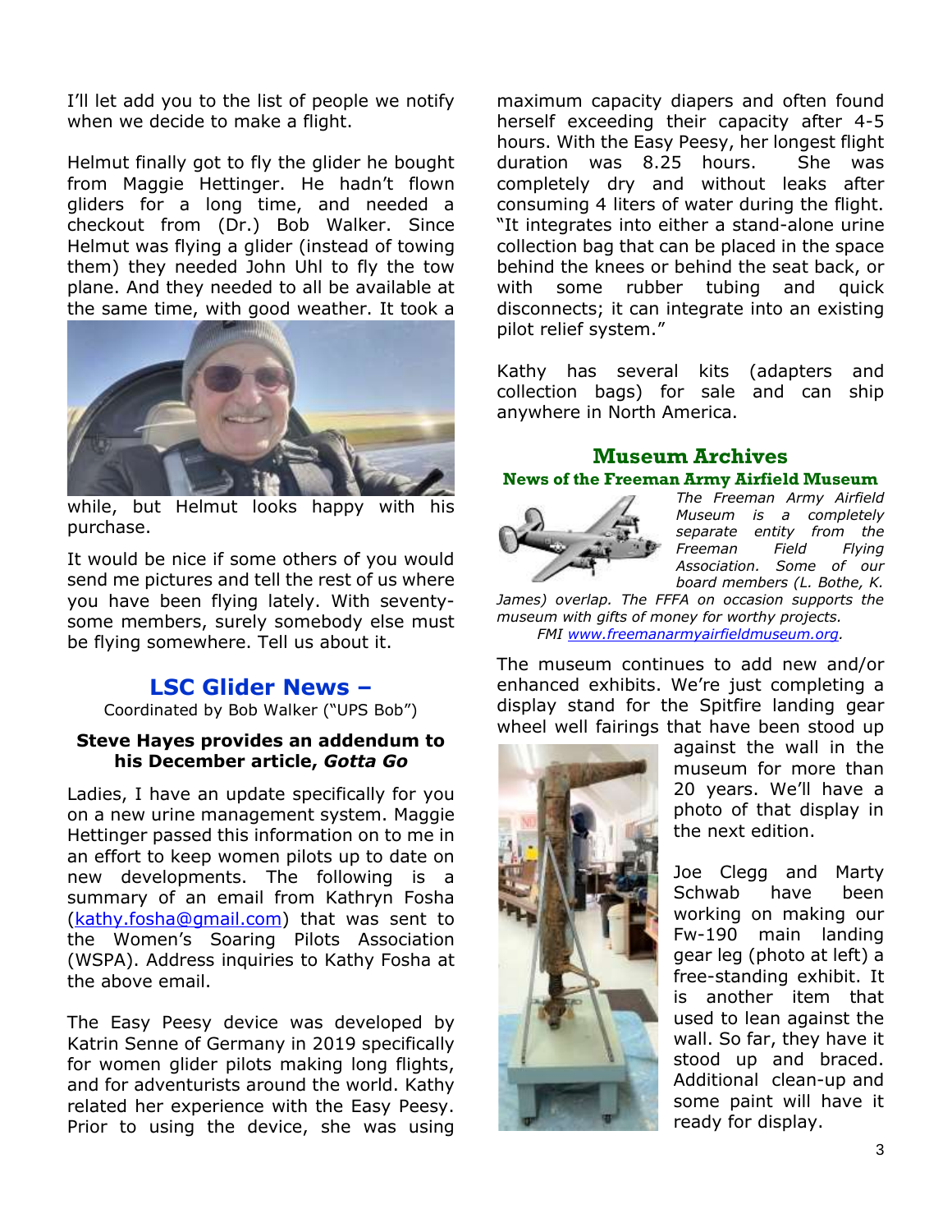I'll let add you to the list of people we notify when we decide to make a flight.

Helmut finally got to fly the glider he bought from Maggie Hettinger. He hadn't flown gliders for a long time, and needed a checkout from (Dr.) Bob Walker. Since Helmut was flying a glider (instead of towing them) they needed John Uhl to fly the tow plane. And they needed to all be available at the same time, with good weather. It took a while, but Helmut looks happy with his purchase.

It would be nice if some others of you would send me pictures and tell the rest of us where you have been flying lately. With seventy-some members, surely somebody else must be flying somewhere. Tell us about it.

## LSC Glider News –

Coordinated by Bob Walker ("UPS Bob")

**Steve Hayes provides an addendum to his December article, *Gotta Go***

Ladies, I have an update specifically for you on a new urine management system. Maggie Hettinger passed this information on to me in an effort to keep women pilots up to date on new developments. The following is a summary of an email from Kathryn Fosha (kathy.fosha@gmail.com) that was sent to the Women's Soaring Pilots Association (WSPA). Address inquiries to Kathy Fosha at the above email.

The Easy Peesy device was developed by Katrin Senne of Germany in 2019 specifically for women glider pilots making long flights, and for adventurists around the world. Kathy related her experience with the Easy Peesy. Prior to using the device, she was using maximum capacity diapers and often found herself exceeding their capacity after 4-5 hours. With the Easy Peesy, her longest flight duration was 8.25 hours. She was completely dry and without leaks after consuming 4 liters of water during the flight. "It integrates into either a stand-alone urine collection bag that can be placed in the space behind the knees or behind the seat back, or with some rubber tubing and quick disconnects; it can integrate into an existing pilot relief system."

Kathy has several kits (adapters and collection bags) for sale and can ship anywhere in North America.

## Museum Archives

### News of the Freeman Army Airfield Museum

*The Freeman Army Airfield Museum is a completely separate entity from the Freeman Field Flying Association. Some of our board members (L. Bothe, K. James) overlap. The FFFA on occasion supports the museum with gifts of money for worthy projects. FMI www.freemanarmyairfieldmuseum.org.*

The museum continues to add new and/or enhanced exhibits. We're just completing a display stand for the Spitfire landing gear wheel well fairings that have been stood up against the wall in the museum for more than 20 years. We'll have a photo of that display in the next edition.

Joe Clegg and Marty Schwab have been working on making our Fw-190 main landing gear leg (photo at left) a free-standing exhibit. It is another item that used to lean against the wall. So far, they have it stood up and braced. Additional clean-up and some paint will have it ready for display.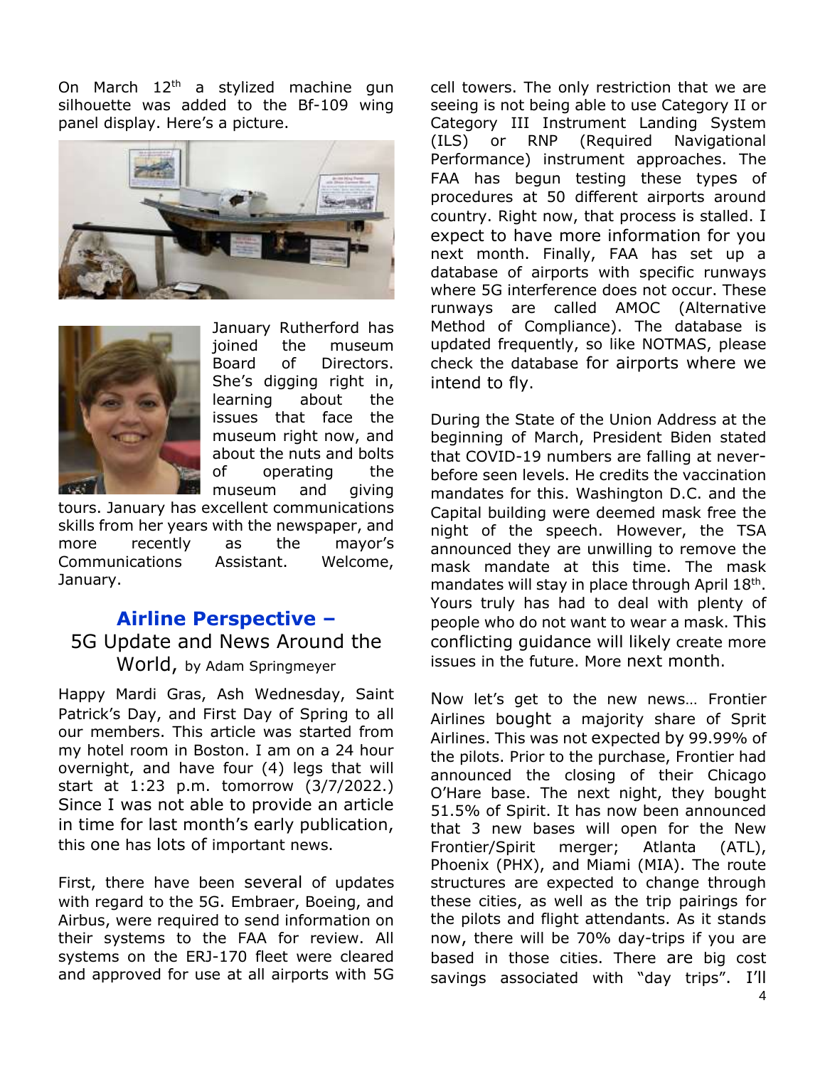On March 12th a stylized machine gun silhouette was added to the Bf-109 wing panel display. Here's a picture.

January Rutherford has joined the museum Board of Directors. She's digging right in, learning about the issues that face the museum right now, and about the nuts and bolts of operating the museum and giving tours. January has excellent communications skills from her years with the newspaper, and more recently as the mayor's Communications Assistant. Welcome, January.

## Airline Perspective – 5G Update and News Around the World, by Adam Springmeyer

Happy Mardi Gras, Ash Wednesday, Saint Patrick's Day, and First Day of Spring to all our members. This article was started from my hotel room in Boston. I am on a 24 hour overnight, and have four (4) legs that will start at 1:23 p.m. tomorrow (3/7/2022.) Since I was not able to provide an article in time for last month's early publication, this one has lots of important news.

First, there have been several of updates with regard to the 5G. Embraer, Boeing, and Airbus, were required to send information on their systems to the FAA for review. All systems on the ERJ-170 fleet were cleared and approved for use at all airports with 5G cell towers. The only restriction that we are seeing is not being able to use Category II or Category III Instrument Landing System (ILS) or RNP (Required Navigational Performance) instrument approaches. The FAA has begun testing these types of procedures at 50 different airports around country. Right now, that process is stalled. I expect to have more information for you next month. Finally, FAA has set up a database of airports with specific runways where 5G interference does not occur. These runways are called AMOC (Alternative Method of Compliance). The database is updated frequently, so like NOTMAS, please check the database for airports where we intend to fly.

During the State of the Union Address at the beginning of March, President Biden stated that COVID-19 numbers are falling at never-before seen levels. He credits the vaccination mandates for this. Washington D.C. and the Capital building were deemed mask free the night of the speech. However, the TSA announced they are unwilling to remove the mask mandate at this time. The mask mandates will stay in place through April 18th. Yours truly has had to deal with plenty of people who do not want to wear a mask. This conflicting guidance will likely create more issues in the future. More next month.

Now let's get to the new news… Frontier Airlines bought a majority share of Sprit Airlines. This was not expected by 99.99% of the pilots. Prior to the purchase, Frontier had announced the closing of their Chicago O'Hare base. The next night, they bought 51.5% of Spirit. It has now been announced that 3 new bases will open for the New Frontier/Spirit merger; Atlanta (ATL), Phoenix (PHX), and Miami (MIA). The route structures are expected to change through these cities, as well as the trip pairings for the pilots and flight attendants. As it stands now, there will be 70% day-trips if you are based in those cities. There are big cost savings associated with "day trips". I'll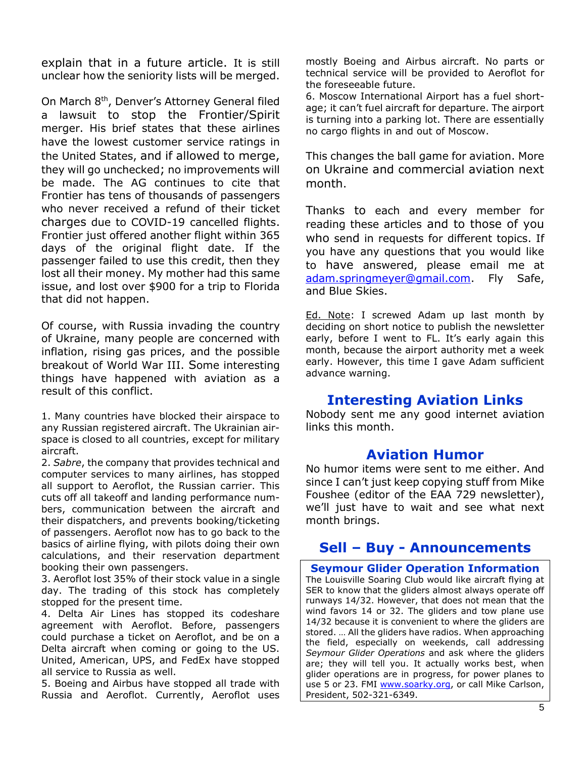explain that in a future article. It is still unclear how the seniority lists will be merged.

On March 8th, Denver's Attorney General filed a lawsuit to stop the Frontier/Spirit merger. His brief states that these airlines have the lowest customer service ratings in the United States, and if allowed to merge, they will go unchecked; no improvements will be made. The AG continues to cite that Frontier has tens of thousands of passengers who never received a refund of their ticket charges due to COVID-19 cancelled flights. Frontier just offered another flight within 365 days of the original flight date. If the passenger failed to use this credit, then they lost all their money. My mother had this same issue, and lost over $900 for a trip to Florida that did not happen.

Of course, with Russia invading the country of Ukraine, many people are concerned with inflation, rising gas prices, and the possible breakout of World War III. Some interesting things have happened with aviation as a result of this conflict.

1. Many countries have blocked their airspace to any Russian registered aircraft. The Ukrainian airspace is closed to all countries, except for military aircraft.
2. *Sabre*, the company that provides technical and computer services to many airlines, has stopped all support to Aeroflot, the Russian carrier. This cuts off all takeoff and landing performance numbers, communication between the aircraft and their dispatchers, and prevents booking/ticketing of passengers. Aeroflot now has to go back to the basics of airline flying, with pilots doing their own calculations, and their reservation department booking their own passengers.
3. Aeroflot lost 35% of their stock value in a single day. The trading of this stock has completely stopped for the present time.
4. Delta Air Lines has stopped its codeshare agreement with Aeroflot. Before, passengers could purchase a ticket on Aeroflot, and be on a Delta aircraft when coming or going to the US. United, American, UPS, and FedEx have stopped all service to Russia as well.
5. Boeing and Airbus have stopped all trade with Russia and Aeroflot. Currently, Aeroflot uses mostly Boeing and Airbus aircraft. No parts or technical service will be provided to Aeroflot for the foreseeable future.
6. Moscow International Airport has a fuel shortage; it can't fuel aircraft for departure. The airport is turning into a parking lot. There are essentially no cargo flights in and out of Moscow.

This changes the ball game for aviation. More on Ukraine and commercial aviation next month.

Thanks to each and every member for reading these articles and to those of you who send in requests for different topics. If you have any questions that you would like to have answered, please email me at adam.springmeyer@gmail.com. Fly Safe, and Blue Skies.

Ed. Note: I screwed Adam up last month by deciding on short notice to publish the newsletter early, before I went to FL. It's early again this month, because the airport authority met a week early. However, this time I gave Adam sufficient advance warning.

## Interesting Aviation Links

Nobody sent me any good internet aviation links this month.

## Aviation Humor

No humor items were sent to me either. And since I can't just keep copying stuff from Mike Foushee (editor of the EAA 729 newsletter), we'll just have to wait and see what next month brings.

## Sell – Buy - Announcements

### Seymour Glider Operation Information

The Louisville Soaring Club would like aircraft flying at SER to know that the gliders almost always operate off runways 14/32. However, that does not mean that the wind favors 14 or 32. The gliders and tow plane use 14/32 because it is convenient to where the gliders are stored. … All the gliders have radios. When approaching the field, especially on weekends, call addressing *Seymour Glider Operations* and ask where the gliders are; they will tell you. It actually works best, when glider operations are in progress, for power planes to use 5 or 23. FMI www.soarky.org, or call Mike Carlson, President, 502-321-6349.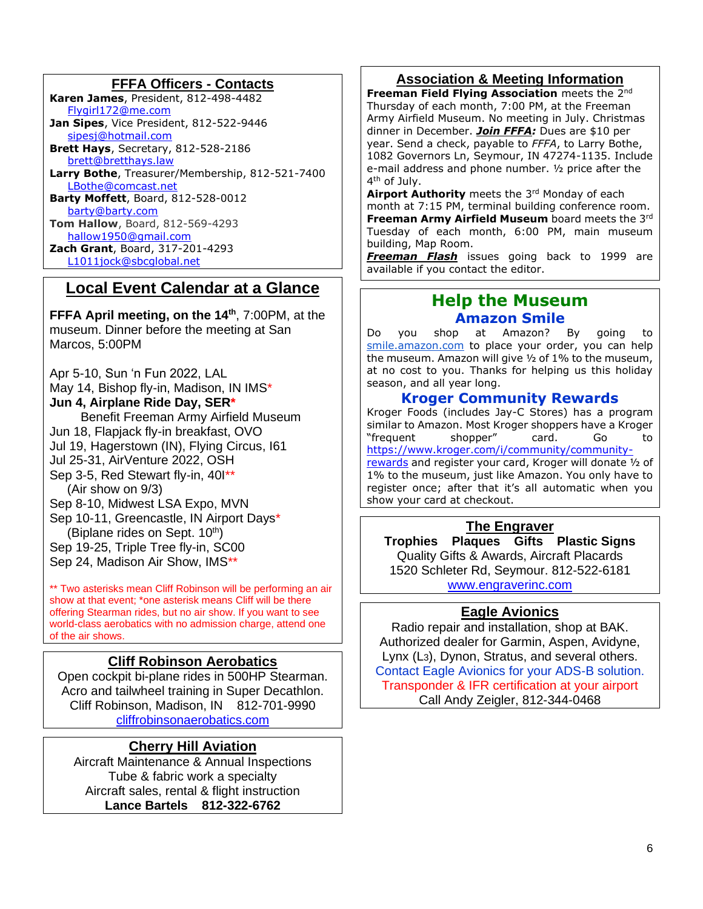## FFFA Officers - Contacts

**Karen James**, President, 812-498-4482
Flygirl172@me.com
**Jan Sipes**, Vice President, 812-522-9446
sipesj@hotmail.com
**Brett Hays**, Secretary, 812-528-2186
brett@bretthays.law
**Larry Bothe**, Treasurer/Membership, 812-521-7400
LBothe@comcast.net
**Barty Moffett**, Board, 812-528-0012
barty@barty.com
**Tom Hallow**, Board, 812-569-4293
hallow1950@gmail.com
**Zach Grant**, Board, 317-201-4293
L1011jock@sbcglobal.net

## Local Event Calendar at a Glance

**FFFA April meeting, on the 14th**, 7:00PM, at the museum. Dinner before the meeting at San Marcos, 5:00PM

Apr 5-10, Sun 'n Fun 2022, LAL
May 14, Bishop fly-in, Madison, IN IMS*
**Jun 4, Airplane Ride Day, SER***
Benefit Freeman Army Airfield Museum
Jun 18, Flapjack fly-in breakfast, OVO
Jul 19, Hagerstown (IN), Flying Circus, I61
Jul 25-31, AirVenture 2022, OSH
Sep 3-5, Red Stewart fly-in, 40I**
(Air show on 9/3)
Sep 8-10, Midwest LSA Expo, MVN
Sep 10-11, Greencastle, IN Airport Days*
(Biplane rides on Sept. 10th)
Sep 19-25, Triple Tree fly-in, SC00
Sep 24, Madison Air Show, IMS**

** Two asterisks mean Cliff Robinson will be performing an air show at that event; *one asterisk means Cliff will be there offering Stearman rides, but no air show. If you want to see world-class aerobatics with no admission charge, attend one of the air shows.

## Cliff Robinson Aerobatics

Open cockpit bi-plane rides in 500HP Stearman.
Acro and tailwheel training in Super Decathlon.
Cliff Robinson, Madison, IN 812-701-9990
cliffrobinsonaerobatics.com

## Cherry Hill Aviation

Aircraft Maintenance & Annual Inspections
Tube & fabric work a specialty
Aircraft sales, rental & flight instruction
**Lance Bartels 812-322-6762**

## Association & Meeting Information

**Freeman Field Flying Association** meets the 2nd Thursday of each month, 7:00 PM, at the Freeman Army Airfield Museum. No meeting in July. Christmas dinner in December. ***Join FFFA:*** Dues are $10 per year. Send a check, payable to *FFFA*, to Larry Bothe, 1082 Governors Ln, Seymour, IN 47274-1135. Include e-mail address and phone number. ½ price after the 4th of July.

**Airport Authority** meets the 3rd Monday of each month at 7:15 PM, terminal building conference room.

**Freeman Army Airfield Museum** board meets the 3rd Tuesday of each month, 6:00 PM, main museum building, Map Room.

***Freeman Flash*** issues going back to 1999 are available if you contact the editor.

## Help the Museum

### Amazon Smile

Do you shop at Amazon? By going to smile.amazon.com to place your order, you can help the museum. Amazon will give ½ of 1% to the museum, at no cost to you. Thanks for helping us this holiday season, and all year long.

### Kroger Community Rewards

Kroger Foods (includes Jay-C Stores) has a program similar to Amazon. Most Kroger shoppers have a Kroger "frequent shopper" card. Go to https://www.kroger.com/i/community/community-rewards and register your card, Kroger will donate ½ of 1% to the museum, just like Amazon. You only have to register once; after that it's all automatic when you show your card at checkout.

## The Engraver

**Trophies Plaques Gifts Plastic Signs**
Quality Gifts & Awards, Aircraft Placards
1520 Schleter Rd, Seymour. 812-522-6181
www.engraverinc.com

## Eagle Avionics

Radio repair and installation, shop at BAK.
Authorized dealer for Garmin, Aspen, Avidyne, Lynx (L3), Dynon, Stratus, and several others.
Contact Eagle Avionics for your ADS-B solution.
Transponder & IFR certification at your airport
Call Andy Zeigler, 812-344-0468